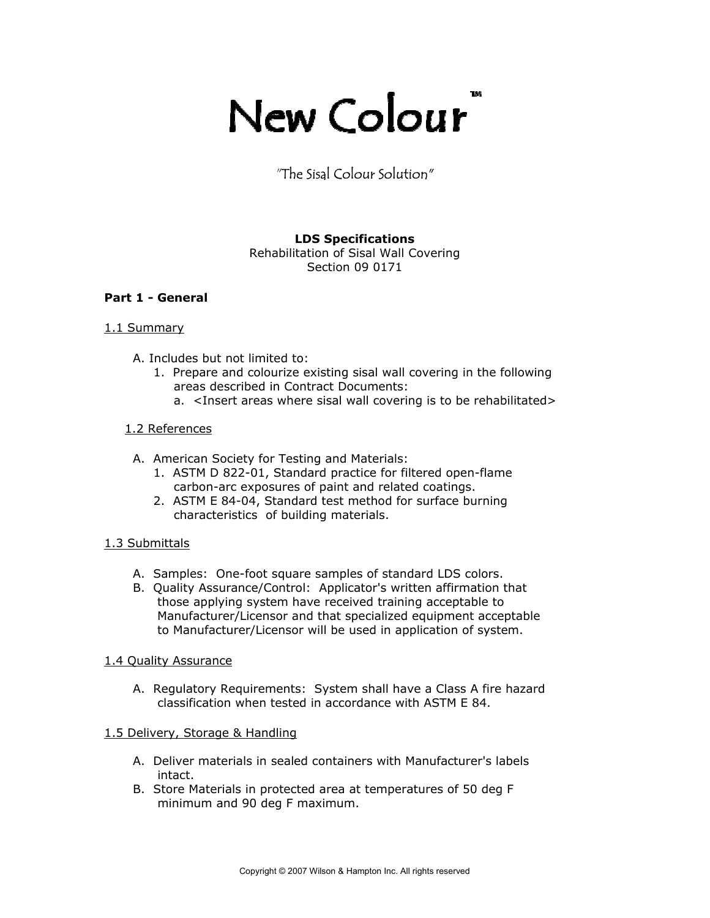# New Colour™

"The Sisal Colour Solution"

**LDS Specifications**
Rehabilitation of Sisal Wall Covering
Section 09 0171

**Part 1 - General**

1.1 Summary

A. Includes but not limited to:
   1. Prepare and colourize existing sisal wall covering in the following areas described in Contract Documents:
      a. <Insert areas where sisal wall covering is to be rehabilitated>

1.2 References

A. American Society for Testing and Materials:
   1. ASTM D 822-01, Standard practice for filtered open-flame carbon-arc exposures of paint and related coatings.
   2. ASTM E 84-04, Standard test method for surface burning characteristics of building materials.

1.3 Submittals

A. Samples: One-foot square samples of standard LDS colors.
B. Quality Assurance/Control: Applicator's written affirmation that those applying system have received training acceptable to Manufacturer/Licensor and that specialized equipment acceptable to Manufacturer/Licensor will be used in application of system.

1.4 Quality Assurance

A. Regulatory Requirements: System shall have a Class A fire hazard classification when tested in accordance with ASTM E 84.

1.5 Delivery, Storage & Handling

A. Deliver materials in sealed containers with Manufacturer's labels intact.
B. Store Materials in protected area at temperatures of 50 deg F minimum and 90 deg F maximum.

Copyright © 2007 Wilson & Hampton Inc. All rights reserved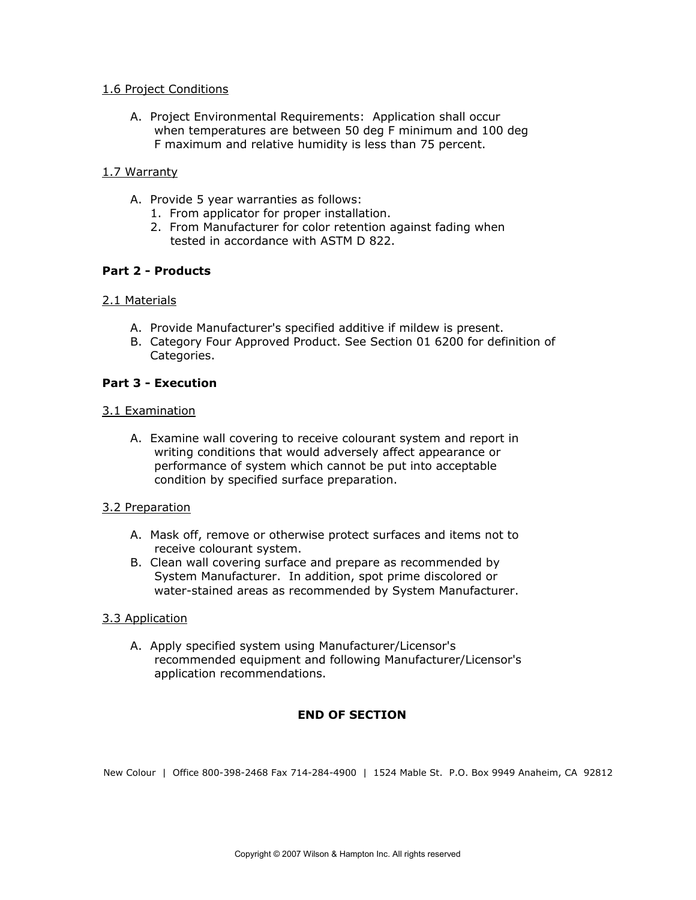1.6 Project Conditions

A. Project Environmental Requirements: Application shall occur when temperatures are between 50 deg F minimum and 100 deg F maximum and relative humidity is less than 75 percent.

1.7 Warranty

A. Provide 5 year warranties as follows:
   1. From applicator for proper installation.
   2. From Manufacturer for color retention against fading when tested in accordance with ASTM D 822.

**Part 2 - Products**

2.1 Materials

A. Provide Manufacturer's specified additive if mildew is present.
B. Category Four Approved Product. See Section 01 6200 for definition of Categories.

**Part 3 - Execution**

3.1 Examination

A. Examine wall covering to receive colourant system and report in writing conditions that would adversely affect appearance or performance of system which cannot be put into acceptable condition by specified surface preparation.

3.2 Preparation

A. Mask off, remove or otherwise protect surfaces and items not to receive colourant system.
B. Clean wall covering surface and prepare as recommended by System Manufacturer. In addition, spot prime discolored or water-stained areas as recommended by System Manufacturer.

3.3 Application

A. Apply specified system using Manufacturer/Licensor's recommended equipment and following Manufacturer/Licensor's application recommendations.

**END OF SECTION**

New Colour | Office 800-398-2468 Fax 714-284-4900 | 1524 Mable St. P.O. Box 9949 Anaheim, CA 92812

Copyright © 2007 Wilson & Hampton Inc. All rights reserved